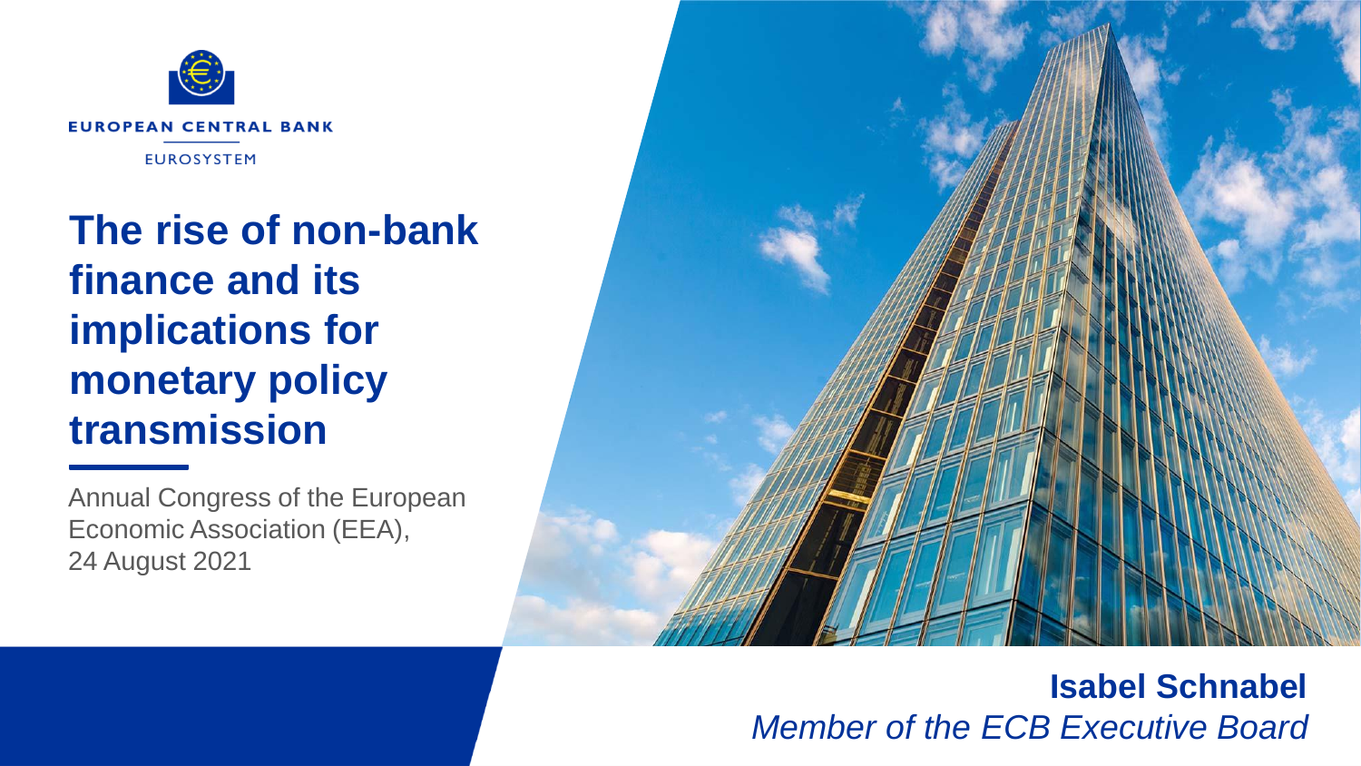EUROPEAN CENTRAL BANK

EUROSYSTEM

# The rise of non-bank finance and its implications for monetary policy transmission

Annual Congress of the European Economic Association (EEA),
24 August 2021

**Isabel Schnabel**
*Member of the ECB Executive Board*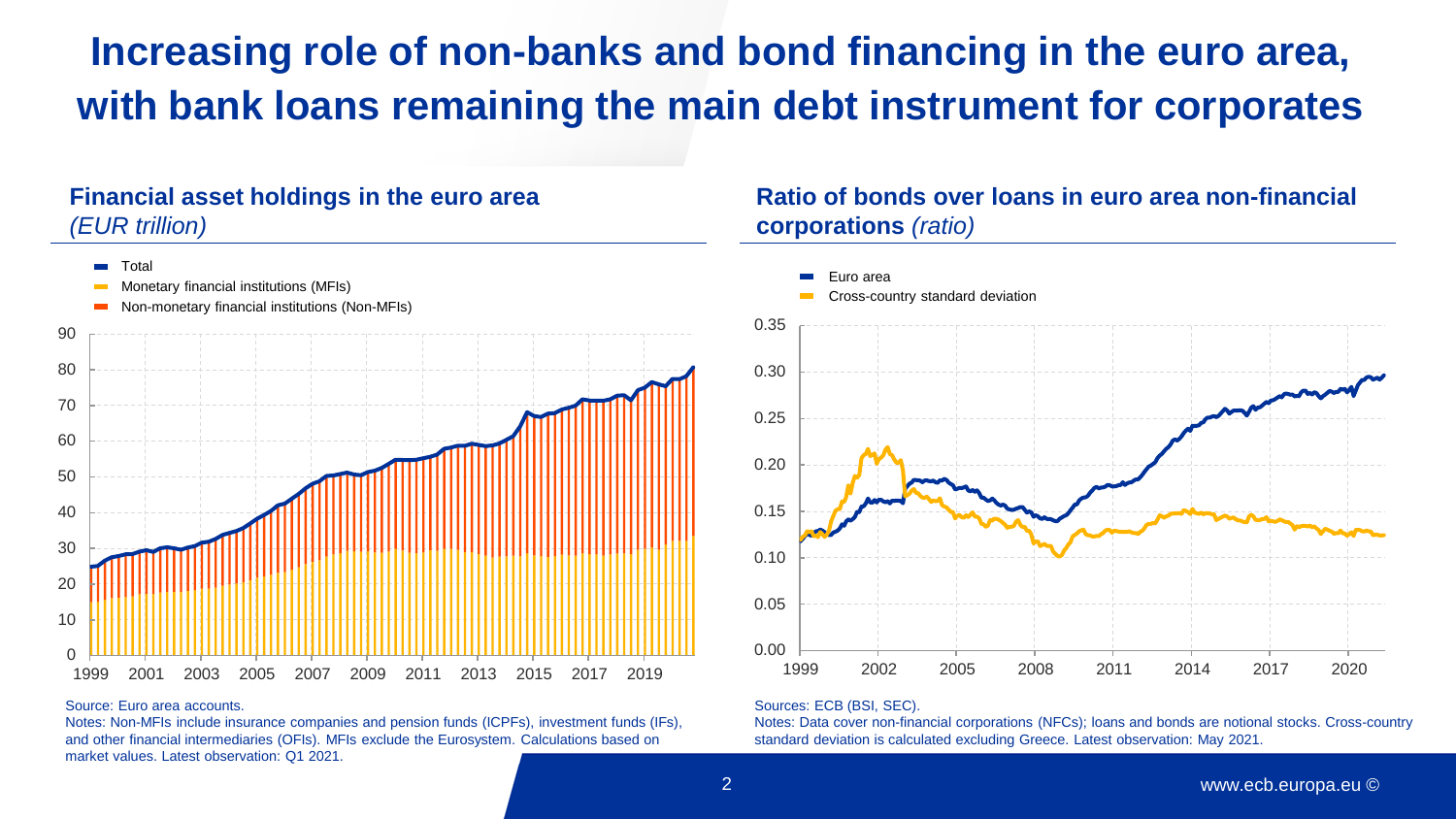# Increasing role of non-banks and bond financing in the euro area, with bank loans remaining the main debt instrument for corporates

## Financial asset holdings in the euro area *(EUR trillion)*

- Total
- Monetary financial institutions (MFIs)
- Non-monetary financial institutions (Non-MFIs)

Source: Euro area accounts.
Notes: Non-MFIs include insurance companies and pension funds (ICPFs), investment funds (IFs), and other financial intermediaries (OFIs). MFIs exclude the Eurosystem. Calculations based on market values. Latest observation: Q1 2021.

## Ratio of bonds over loans in euro area non-financial corporations *(ratio)*

- Euro area
- Cross-country standard deviation

Sources: ECB (BSI, SEC).
Notes: Data cover non-financial corporations (NFCs); loans and bonds are notional stocks. Cross-country standard deviation is calculated excluding Greece. Latest observation: May 2021.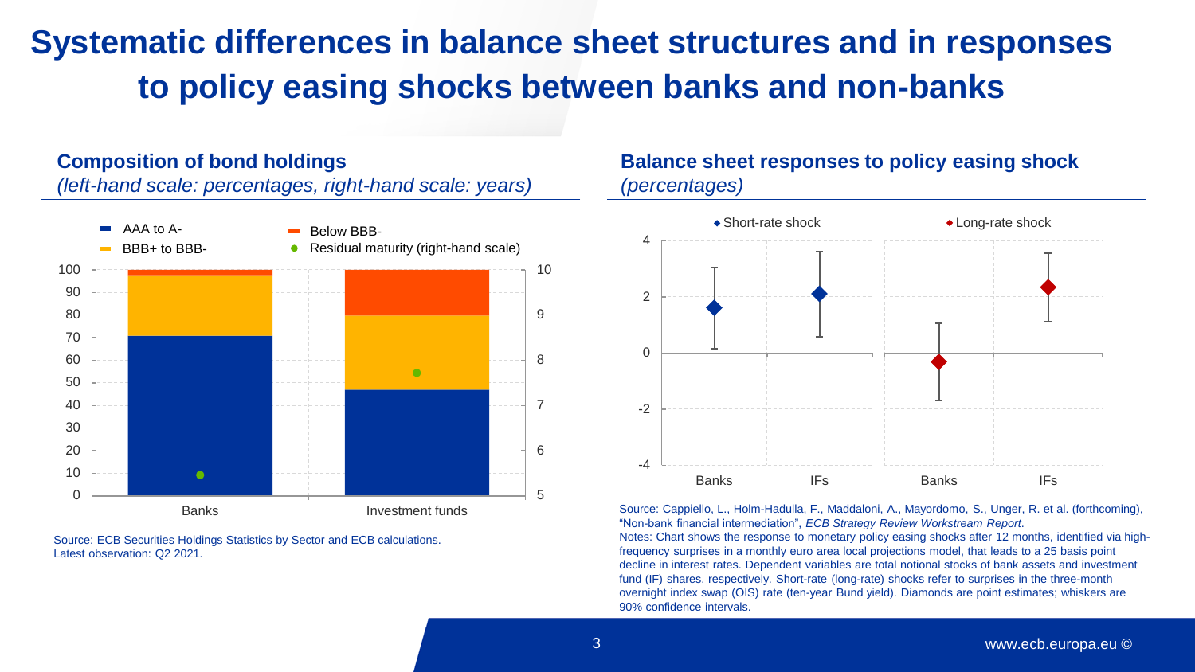# Systematic differences in balance sheet structures and in responses to policy easing shocks between banks and non-banks

## Composition of bond holdings

*(left-hand scale: percentages, right-hand scale: years)*

Source: ECB Securities Holdings Statistics by Sector and ECB calculations.
Latest observation: Q2 2021.

## Balance sheet responses to policy easing shock

*(percentages)*

Source: Cappiello, L., Holm-Hadulla, F., Maddaloni, A., Mayordomo, S., Unger, R. et al. (forthcoming), "Non-bank financial intermediation", *ECB Strategy Review Workstream Report*.
Notes: Chart shows the response to monetary policy easing shocks after 12 months, identified via high-frequency surprises in a monthly euro area local projections model, that leads to a 25 basis point decline in interest rates. Dependent variables are total notional stocks of bank assets and investment fund (IF) shares, respectively. Short-rate (long-rate) shocks refer to surprises in the three-month overnight index swap (OIS) rate (ten-year Bund yield). Diamonds are point estimates; whiskers are 90% confidence intervals.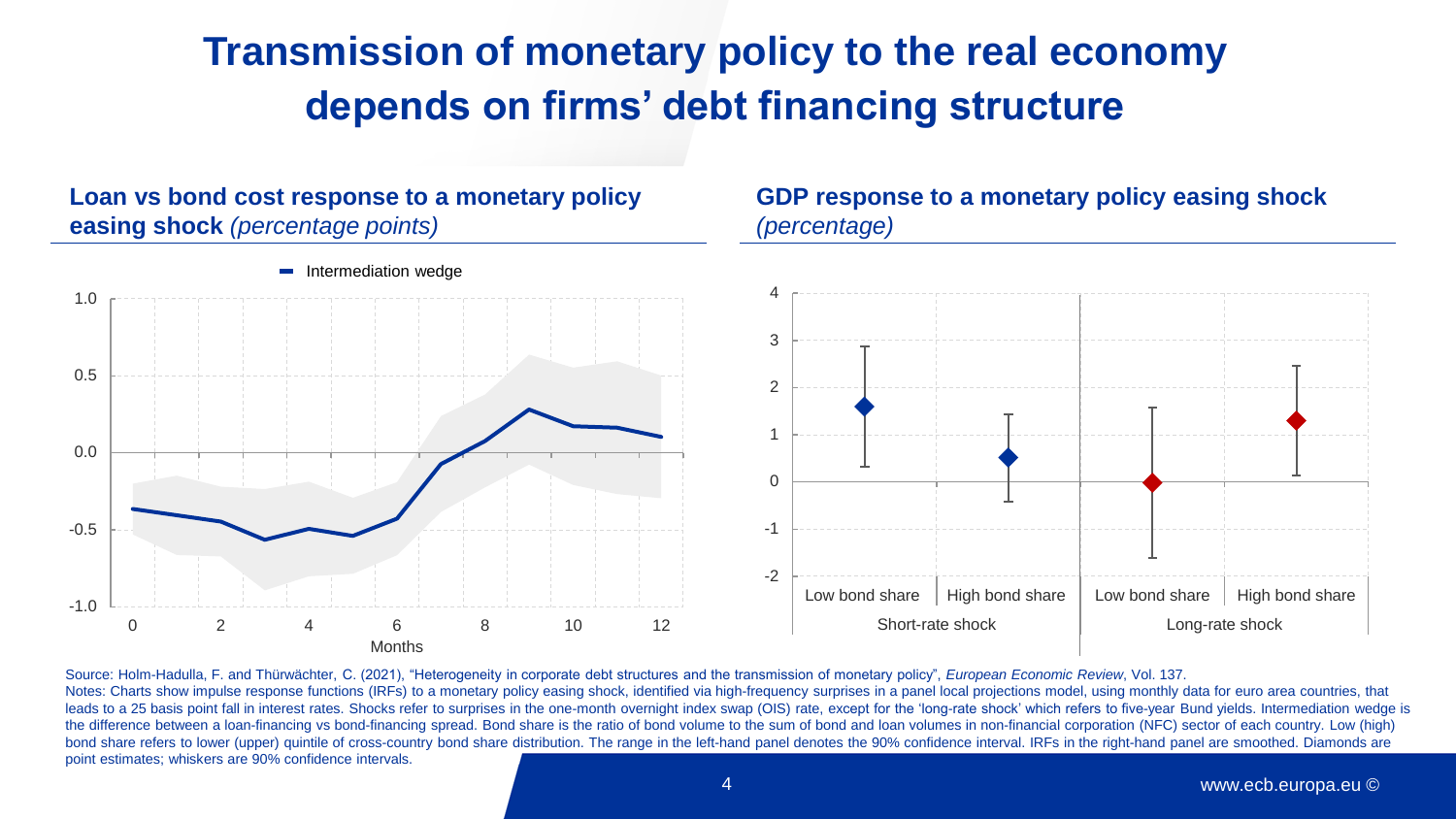# Transmission of monetary policy to the real economy depends on firms' debt financing structure

**Loan vs bond cost response to a monetary policy easing shock** *(percentage points)*

**GDP response to a monetary policy easing shock** *(percentage)*

Source: Holm-Hadulla, F. and Thürwächter, C. (2021), "Heterogeneity in corporate debt structures and the transmission of monetary policy", *European Economic Review*, Vol. 137.

Notes: Charts show impulse response functions (IRFs) to a monetary policy easing shock, identified via high-frequency surprises in a panel local projections model, using monthly data for euro area countries, that leads to a 25 basis point fall in interest rates. Shocks refer to surprises in the one-month overnight index swap (OIS) rate, except for the 'long-rate shock' which refers to five-year Bund yields. Intermediation wedge is the difference between a loan-financing vs bond-financing spread. Bond share is the ratio of bond volume to the sum of bond and loan volumes in non-financial corporation (NFC) sector of each country. Low (high) bond share refers to lower (upper) quintile of cross-country bond share distribution. The range in the left-hand panel denotes the 90% confidence interval. IRFs in the right-hand panel are smoothed. Diamonds are point estimates; whiskers are 90% confidence intervals.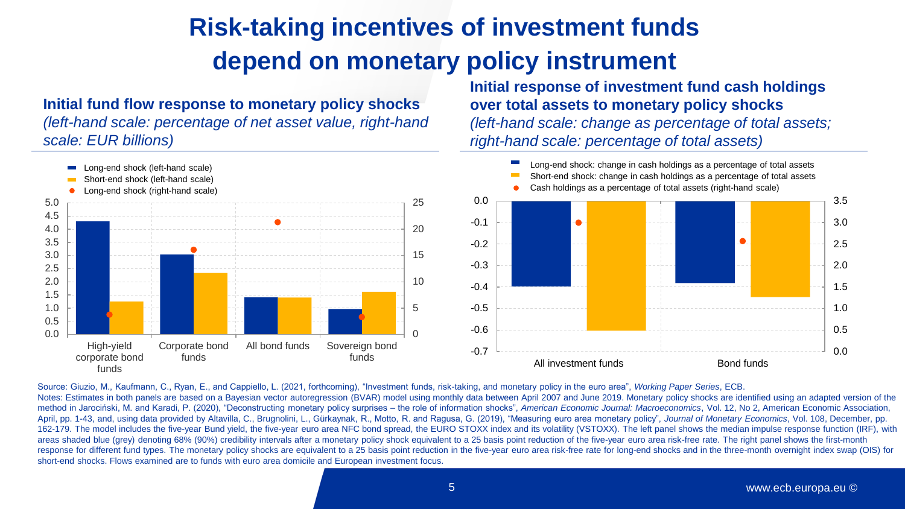# Risk-taking incentives of investment funds depend on monetary policy instrument

**Initial fund flow response to monetary policy shocks**
*(left-hand scale: percentage of net asset value, right-hand scale: EUR billions)*

- Long-end shock (left-hand scale)
- Short-end shock (left-hand scale)
- Long-end shock (right-hand scale)

|  | Long-end shock (left-hand scale) | Short-end shock (left-hand scale) | Long-end shock (right-hand scale) |
|---|---|---|---|
| High-yield corporate bond funds | 4.3 | 1.25 | 3.8 |
| Corporate bond funds | 3.05 | 2.35 | 16 |
| All bond funds | 1.4 | 1.4 | 21.5 |
| Sovereign bond funds | 0.95 | 1.6 | 3.3 |

**Initial response of investment fund cash holdings over total assets to monetary policy shocks**
*(left-hand scale: change as percentage of total assets; right-hand scale: percentage of total assets)*

- Long-end shock: change in cash holdings as a percentage of total assets
- Short-end shock: change in cash holdings as a percentage of total assets
- Cash holdings as a percentage of total assets (right-hand scale)

|  | Long-end shock | Short-end shock | Cash holdings (right-hand scale) |
|---|---|---|---|
| All investment funds | -0.4 | -0.6 | 3.0 |
| Bond funds | -0.38 | -0.45 | 2.55 |

Source: Giuzio, M., Kaufmann, C., Ryan, E., and Cappiello, L. (2021, forthcoming), "Investment funds, risk-taking, and monetary policy in the euro area", *Working Paper Series*, ECB.

Notes: Estimates in both panels are based on a Bayesian vector autoregression (BVAR) model using monthly data between April 2007 and June 2019. Monetary policy shocks are identified using an adapted version of the method in Jarociński, M. and Karadi, P. (2020), "Deconstructing monetary policy surprises – the role of information shocks", *American Economic Journal: Macroeconomics*, Vol. 12, No 2, American Economic Association, April, pp. 1-43, and, using data provided by Altavilla, C., Brugnolini, L., Gürkaynak, R., Motto, R. and Ragusa, G. (2019), "Measuring euro area monetary policy", *Journal of Monetary Economics*, Vol. 108, December, pp. 162-179. The model includes the five-year Bund yield, the five-year euro area NFC bond spread, the EURO STOXX index and its volatility (VSTOXX). The left panel shows the median impulse response function (IRF), with areas shaded blue (grey) denoting 68% (90%) credibility intervals after a monetary policy shock equivalent to a 25 basis point reduction of the five-year euro area risk-free rate. The right panel shows the first-month response for different fund types. The monetary policy shocks are equivalent to a 25 basis point reduction in the five-year euro area risk-free rate for long-end shocks and in the three-month overnight index swap (OIS) for short-end shocks. Flows examined are to funds with euro area domicile and European investment focus.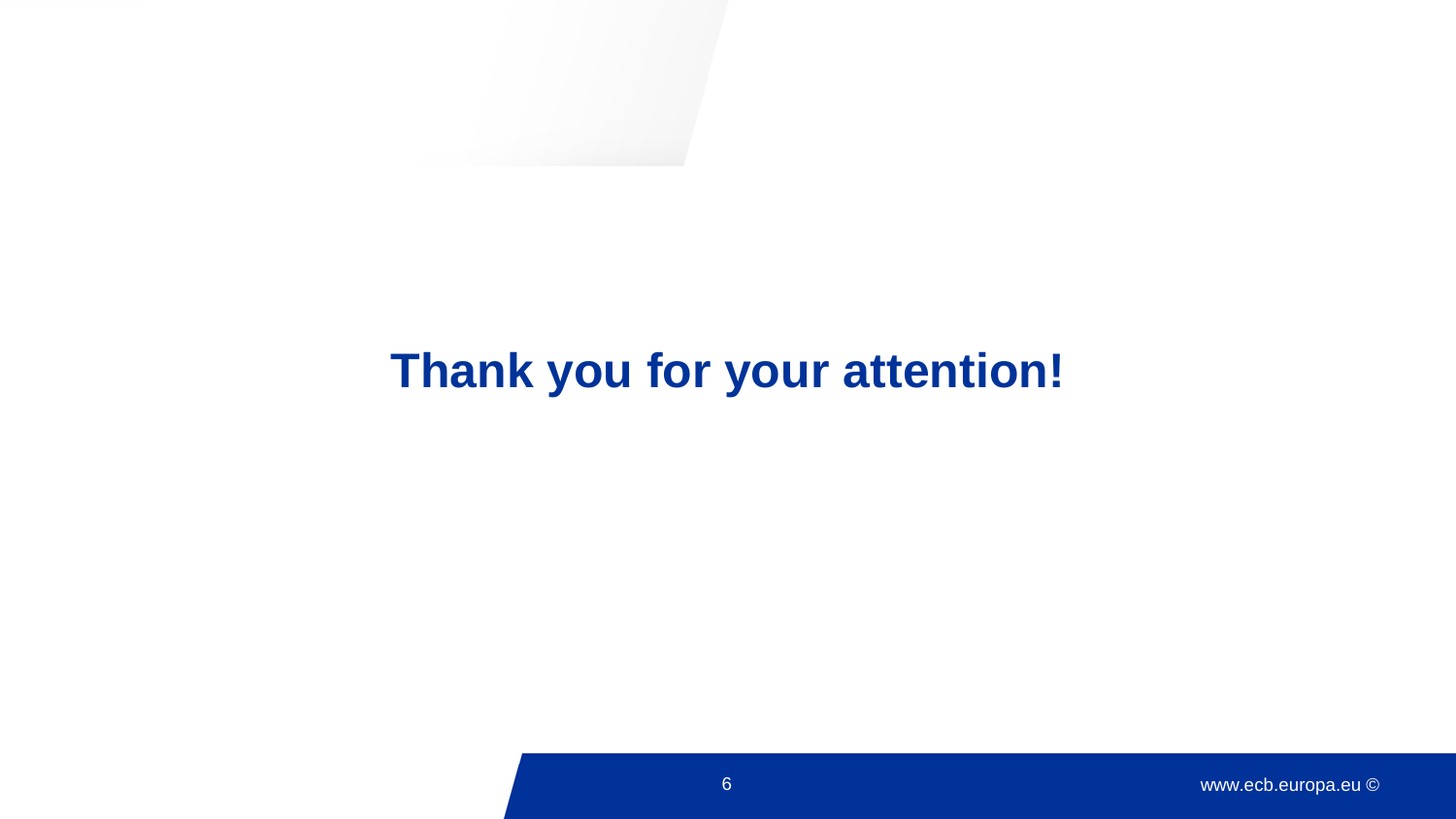# Thank you for your attention!